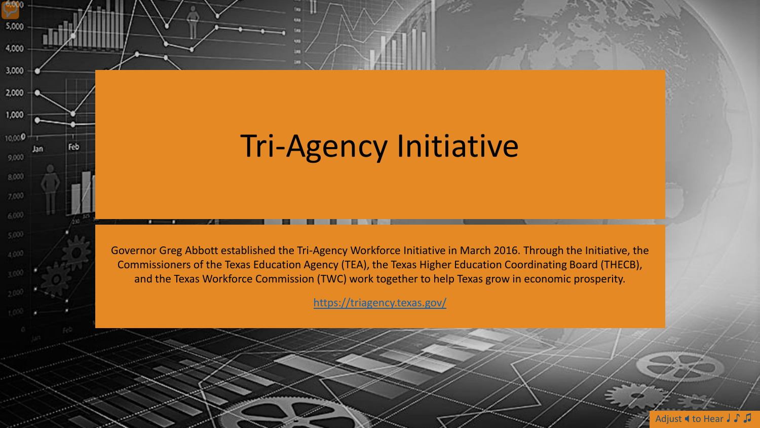# Tri-Agency Initiative

Governor Greg Abbott established the Tri-Agency Workforce Initiative in March 2016. Through the Initiative, the Commissioners of the Texas Education Agency (TEA), the Texas Higher Education Coordinating Board (THECB), and the Texas Workforce Commission (TWC) work together to help Texas grow in economic prosperity.

https://triagency.texas.gov/

Adjust 🔈 to Hear ♩ ♪ ♫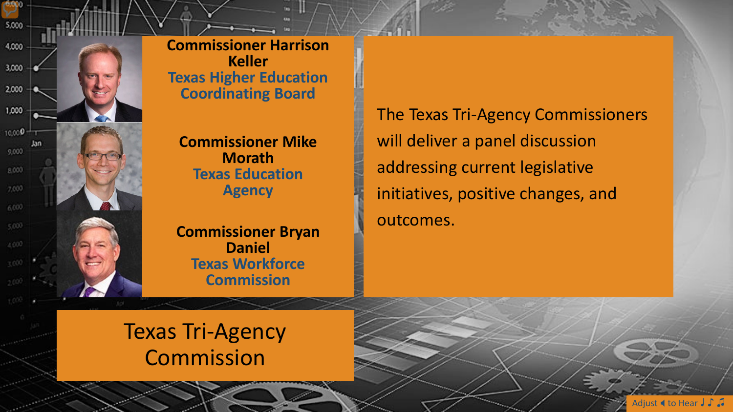# Texas Tri-Agency Commission

**Commissioner Harrison Keller**
Texas Higher Education Coordinating Board

**Commissioner Mike Morath**
Texas Education Agency

**Commissioner Bryan Daniel**
Texas Workforce Commission

The Texas Tri-Agency Commissioners will deliver a panel discussion addressing current legislative initiatives, positive changes, and outcomes.

Adjust 🔈 to Hear ♩ ♪ ♫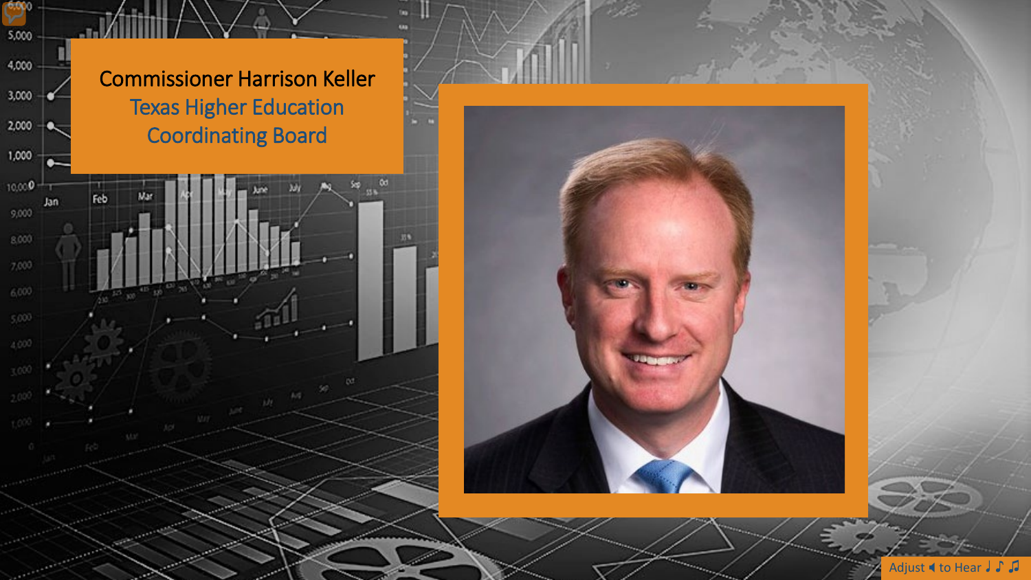Commissioner Harrison Keller

Texas Higher Education Coordinating Board

Adjust 🔈 to Hear ♩ ♪ ♫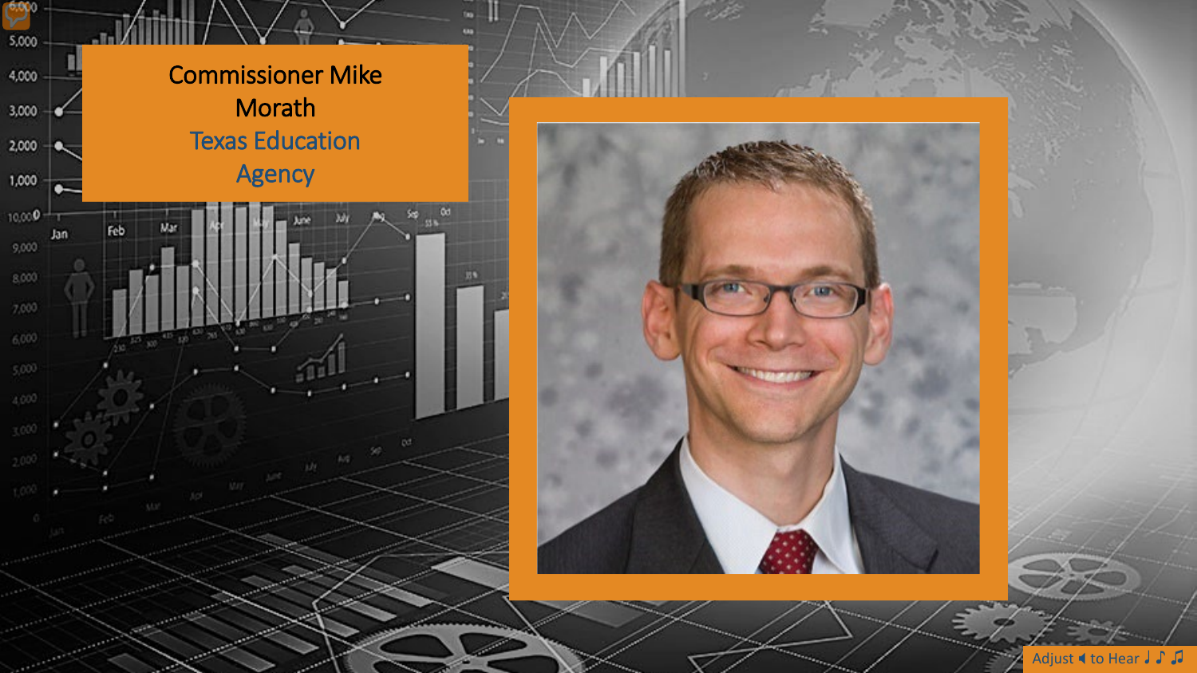Commissioner Mike Morath

Texas Education Agency

Adjust 🔈 to Hear ♩ ♪ ♫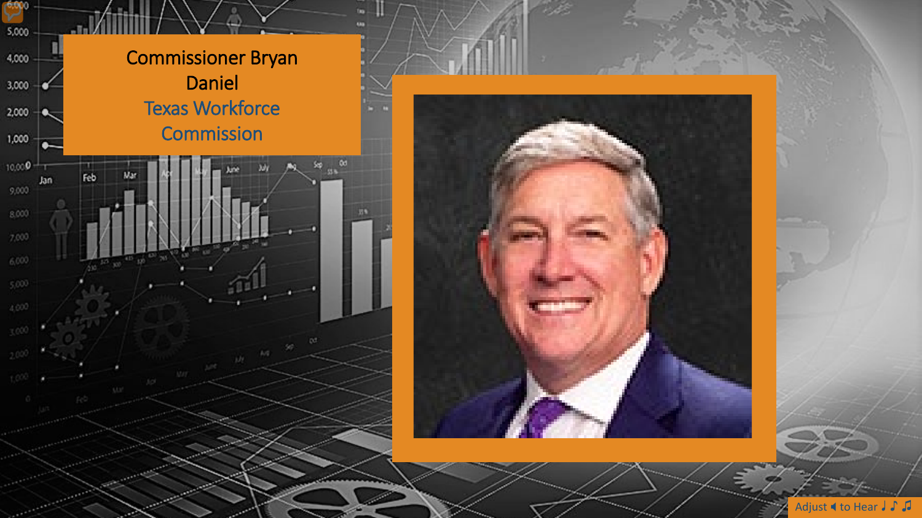# Commissioner Bryan Daniel

## Texas Workforce Commission

Adjust to Hear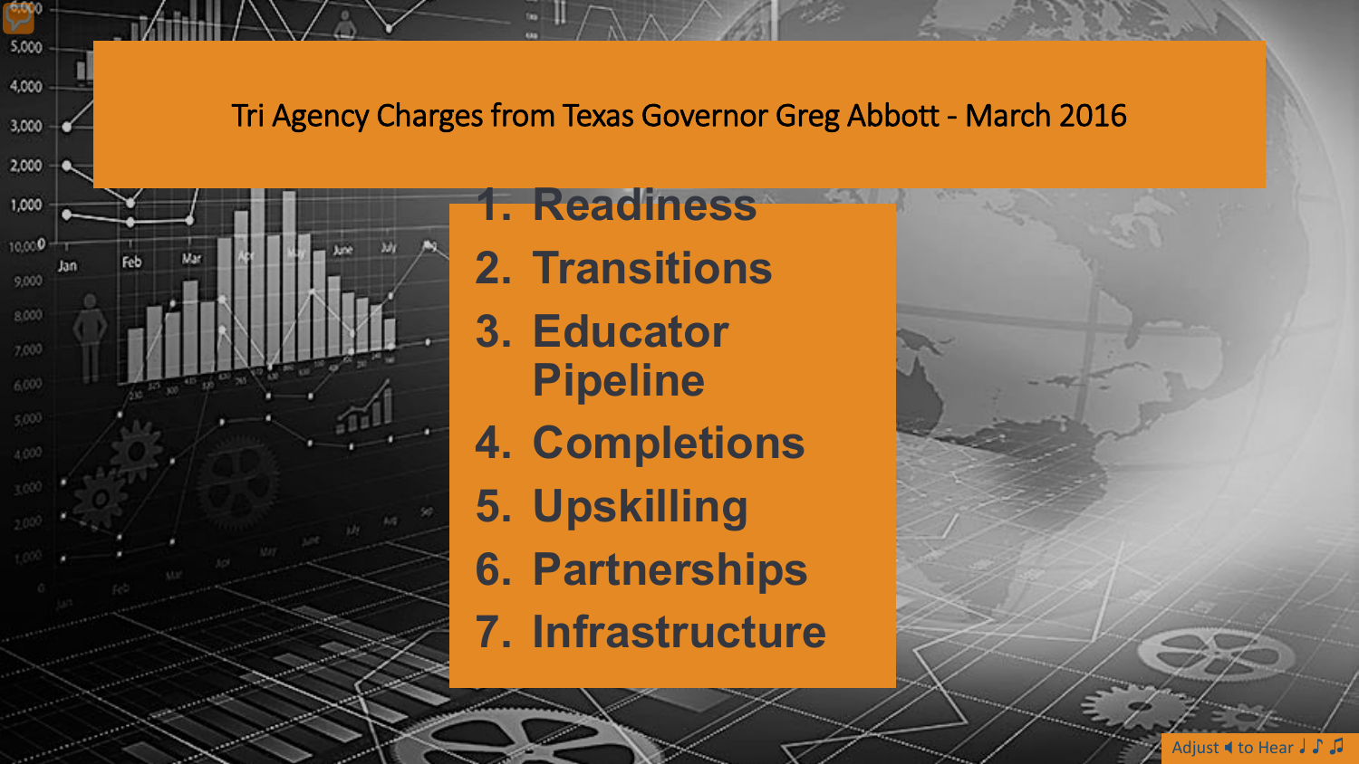# Tri Agency Charges from Texas Governor Greg Abbott - March 2016

1. Readiness
2. Transitions
3. Educator Pipeline
4. Completions
5. Upskilling
6. Partnerships
7. Infrastructure

Adjust 🔈 to Hear ♩ ♪ ♫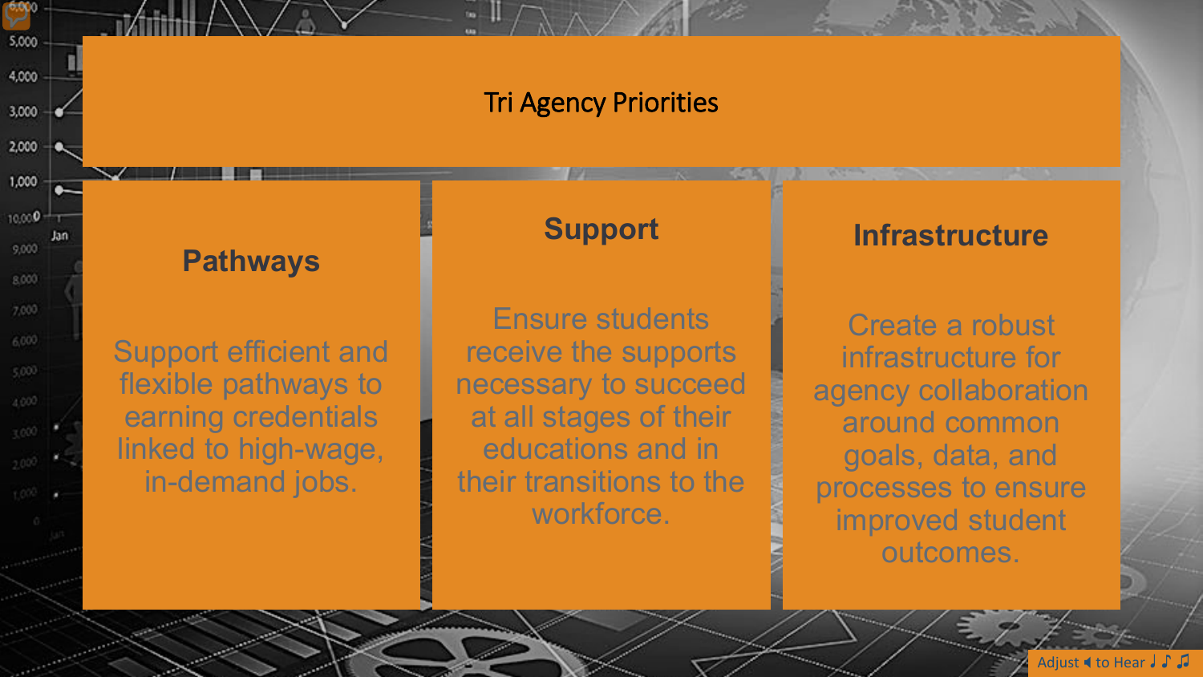# Tri Agency Priorities

## Pathways

Support efficient and flexible pathways to earning credentials linked to high-wage, in-demand jobs.

## Support

Ensure students receive the supports necessary to succeed at all stages of their educations and in their transitions to the workforce.

## Infrastructure

Create a robust infrastructure for agency collaboration around common goals, data, and processes to ensure improved student outcomes.

Adjust 🔈 to Hear ♩ ♪ ♫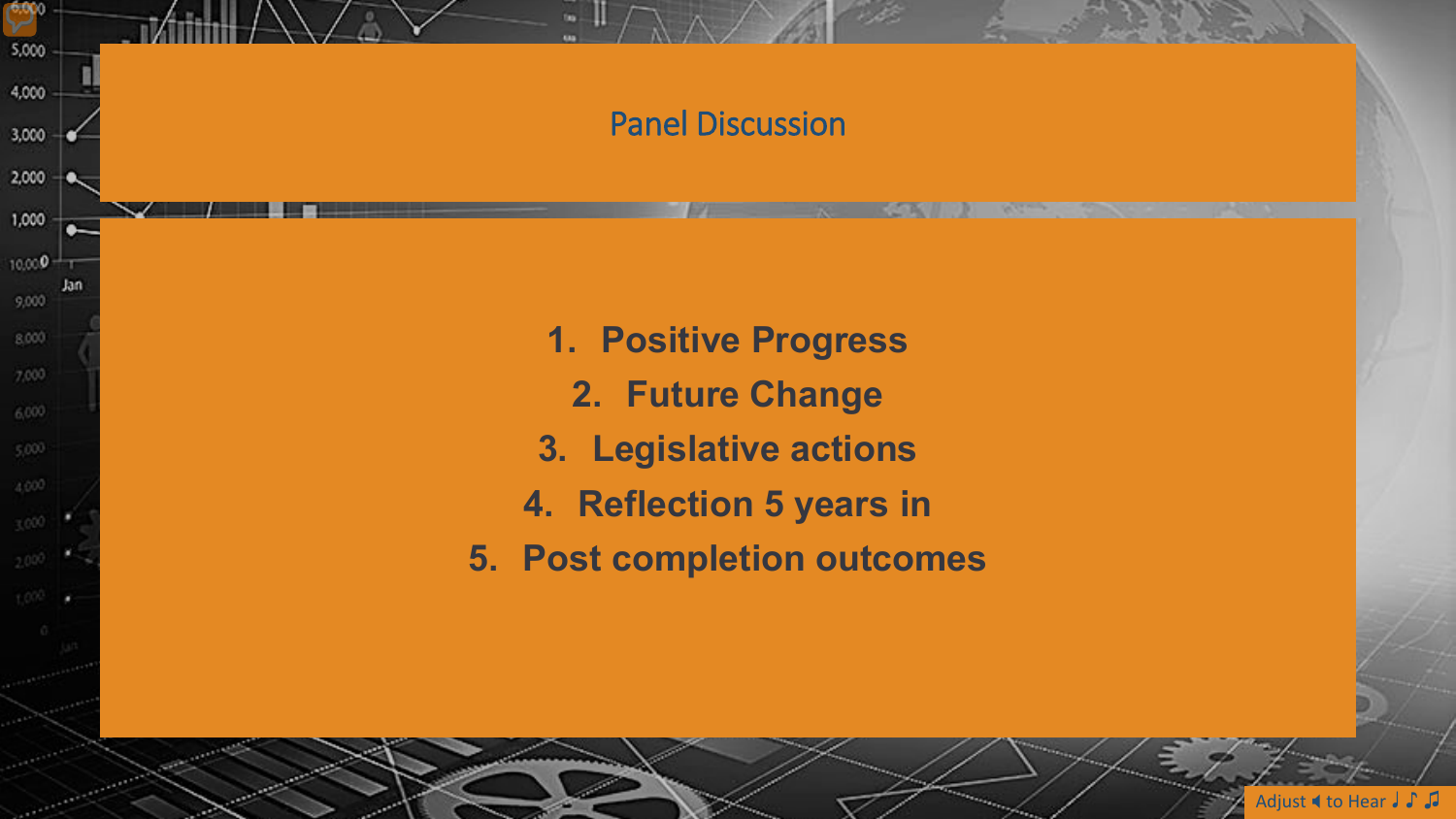# Panel Discussion

1. Positive Progress
2. Future Change
3. Legislative actions
4. Reflection 5 years in
5. Post completion outcomes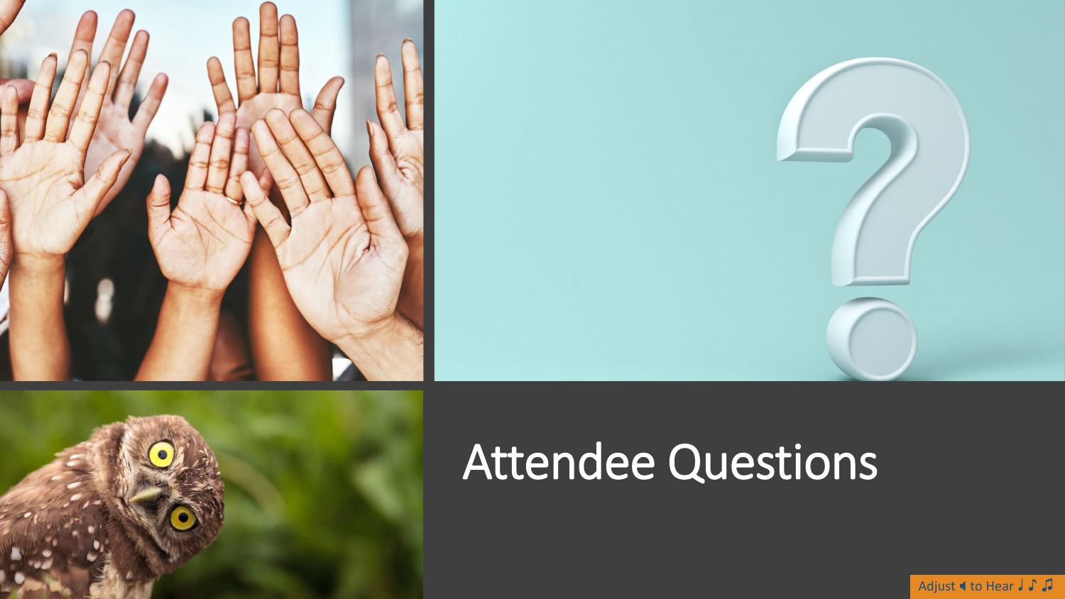# Attendee Questions

Adjust 🔈 to Hear ♩ ♪ ♫